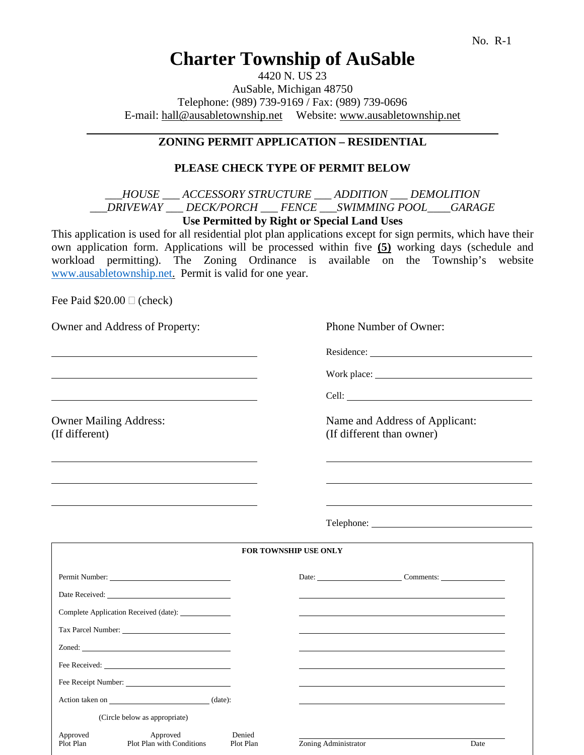No. R-1

# Charter Township of AuSable

4420 N. US 23
AuSable, Michigan 48750
Telephone: (989) 739-9169 / Fax: (989) 739-0696
E-mail: hall@ausabletownship.net Website: www.ausabletownship.net

---

## ZONING PERMIT APPLICATION – RESIDENTIAL

### PLEASE CHECK TYPE OF PERMIT BELOW

*___HOUSE ___ ACCESSORY STRUCTURE ___ ADDITION ___ DEMOLITION*
*___DRIVEWAY ___ DECK/PORCH ___ FENCE ___SWIMMING POOL____GARAGE*

**Use Permitted by Right or Special Land Uses**

This application is used for all residential plot plan applications except for sign permits, which have their own application form. Applications will be processed within five **(5)** working days (schedule and workload permitting). The Zoning Ordinance is available on the Township's website www.ausabletownship.net. Permit is valid for one year.

Fee Paid $20.00 ☐ (check)

Owner and Address of Property:

______________________________

______________________________

______________________________

Phone Number of Owner:

Residence: ______________________________

Work place: ______________________________

Cell: ______________________________

Owner Mailing Address:
(If different)

______________________________

______________________________

______________________________

Name and Address of Applicant:
(If different than owner)

______________________________

______________________________

______________________________

Telephone: ______________________________

---

**FOR TOWNSHIP USE ONLY**

Permit Number: ______________________________

Date Received: ______________________________

Complete Application Received (date): ______________

Tax Parcel Number: ______________________________

Zoned: ______________________________

Fee Received: ______________________________

Fee Receipt Number: ______________________________

Action taken on ______________________________ (date):

(Circle below as appropriate)

Approved Plot Plan     Approved Plot Plan with Conditions     Denied Plot Plan

Date: ______________ Comments: ______________

______________________________

______________________________

______________________________

______________________________

______________________________

______________________________

______________________________

______________________________
Zoning Administrator     Date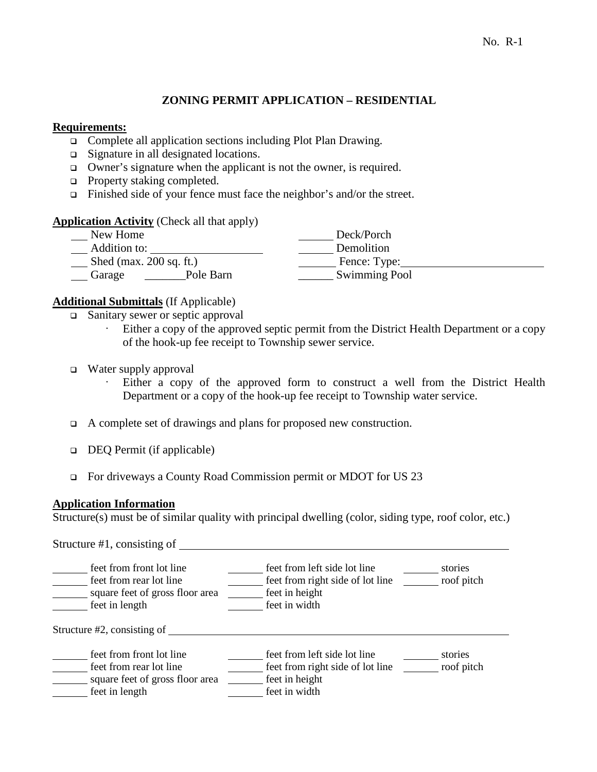No. R-1

## ZONING PERMIT APPLICATION – RESIDENTIAL

**Requirements:**

- Complete all application sections including Plot Plan Drawing.
- Signature in all designated locations.
- Owner's signature when the applicant is not the owner, is required.
- Property staking completed.
- Finished side of your fence must face the neighbor's and/or the street.

**Application Activity** (Check all that apply)

| | |
|---|---|
| ___ New Home | ______ Deck/Porch |
| ___ Addition to: ___________________ | ______ Demolition |
| ___ Shed (max. 200 sq. ft.) | ______ Fence: Type:________________________ |
| ___ Garage _______Pole Barn | ______ Swimming Pool |

**Additional Submittals** (If Applicable)

- Sanitary sewer or septic approval
  - Either a copy of the approved septic permit from the District Health Department or a copy of the hook-up fee receipt to Township sewer service.
- Water supply approval
  - Either a copy of the approved form to construct a well from the District Health Department or a copy of the hook-up fee receipt to Township water service.
- A complete set of drawings and plans for proposed new construction.
- DEQ Permit (if applicable)
- For driveways a County Road Commission permit or MDOT for US 23

**Application Information**

Structure(s) must be of similar quality with principal dwelling (color, siding type, roof color, etc.)

Structure #1, consisting of ____________________________________________________________

| | | |
|---|---|---|
| ______ feet from front lot line | ______ feet from left side lot line | ______ stories |
| ______ feet from rear lot line | ______ feet from right side of lot line | ______ roof pitch |
| ______ square feet of gross floor area | ______ feet in height | |
| ______ feet in length | ______ feet in width | |

Structure #2, consisting of ____________________________________________________________

| | | |
|---|---|---|
| ______ feet from front lot line | ______ feet from left side lot line | ______ stories |
| ______ feet from rear lot line | ______ feet from right side of lot line | ______ roof pitch |
| ______ square feet of gross floor area | ______ feet in height | |
| ______ feet in length | ______ feet in width | |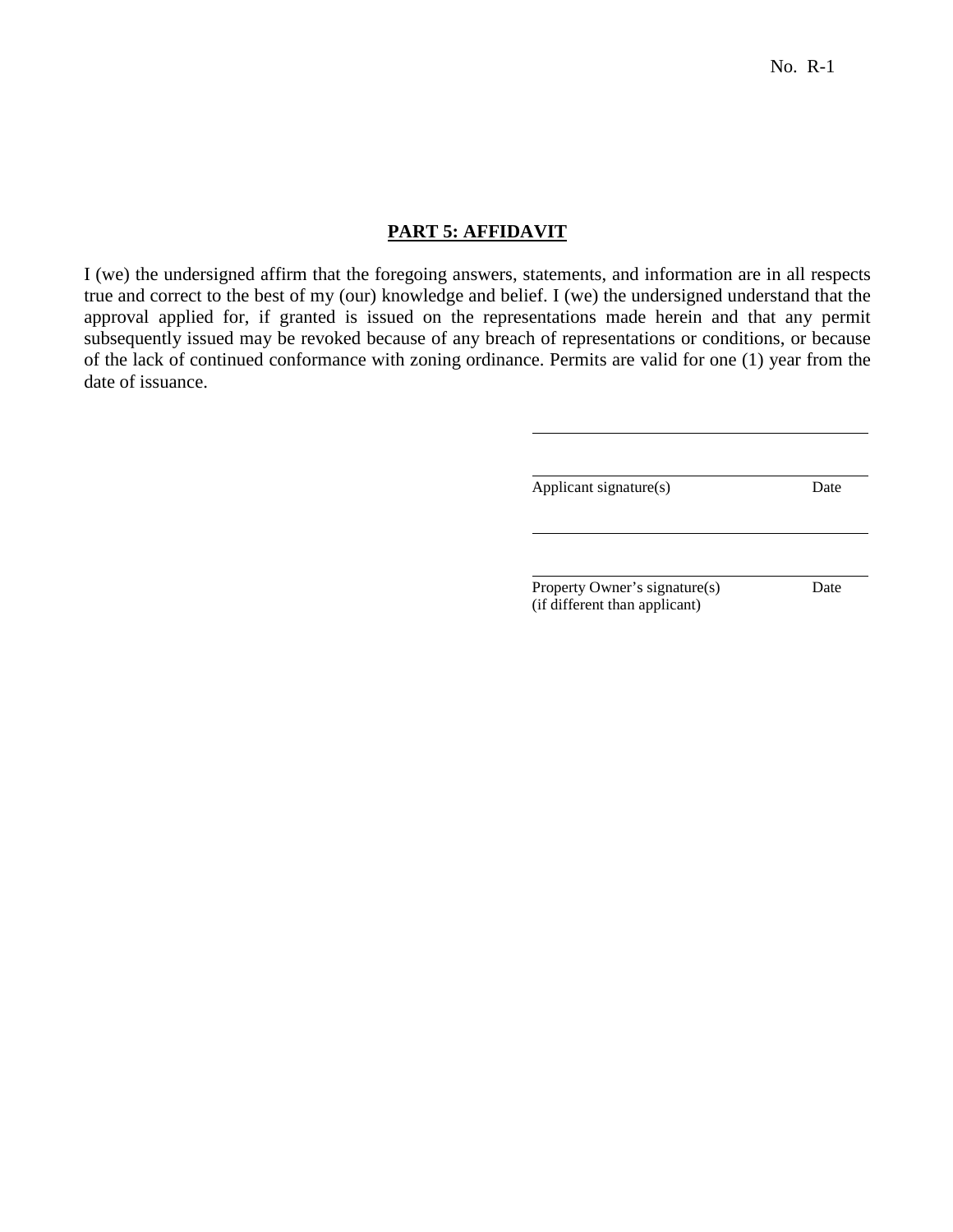No. R-1

## PART 5: AFFIDAVIT

I (we) the undersigned affirm that the foregoing answers, statements, and information are in all respects true and correct to the best of my (our) knowledge and belief. I (we) the undersigned understand that the approval applied for, if granted is issued on the representations made herein and that any permit subsequently issued may be revoked because of any breach of representations or conditions, or because of the lack of continued conformance with zoning ordinance. Permits are valid for one (1) year from the date of issuance.

\_\_\_\_\_\_\_\_\_\_\_\_\_\_\_\_\_\_\_\_\_\_\_\_\_\_\_\_\_\_\_\_\_\_\_\_\_\_

\_\_\_\_\_\_\_\_\_\_\_\_\_\_\_\_\_\_\_\_\_\_\_\_\_\_\_\_\_\_\_\_\_\_\_\_\_\_

Applicant signature(s) Date

\_\_\_\_\_\_\_\_\_\_\_\_\_\_\_\_\_\_\_\_\_\_\_\_\_\_\_\_\_\_\_\_\_\_\_\_\_\_

\_\_\_\_\_\_\_\_\_\_\_\_\_\_\_\_\_\_\_\_\_\_\_\_\_\_\_\_\_\_\_\_\_\_\_\_\_\_

Property Owner's signature(s) Date
(if different than applicant)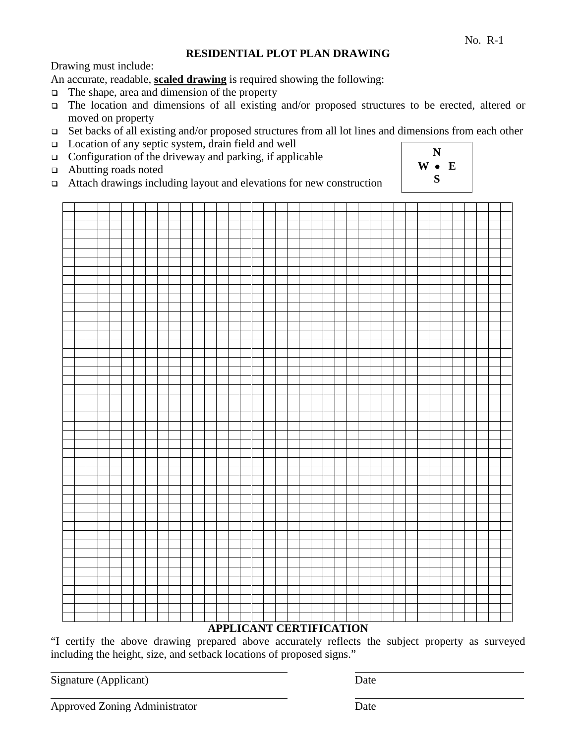No. R-1

## RESIDENTIAL PLOT PLAN DRAWING

Drawing must include:

An accurate, readable, **scaled drawing** is required showing the following:

- The shape, area and dimension of the property
- The location and dimensions of all existing and/or proposed structures to be erected, altered or moved on property
- Set backs of all existing and/or proposed structures from all lot lines and dimensions from each other
- Location of any septic system, drain field and well
- Configuration of the driveway and parking, if applicable
- Abutting roads noted
- Attach drawings including layout and elevations for new construction

N
W • E
S

## APPLICANT CERTIFICATION

"I certify the above drawing prepared above accurately reflects the subject property as surveyed including the height, size, and setback locations of proposed signs."

Signature (Applicant) _______________ Date _______________

Approved Zoning Administrator _______________ Date _______________